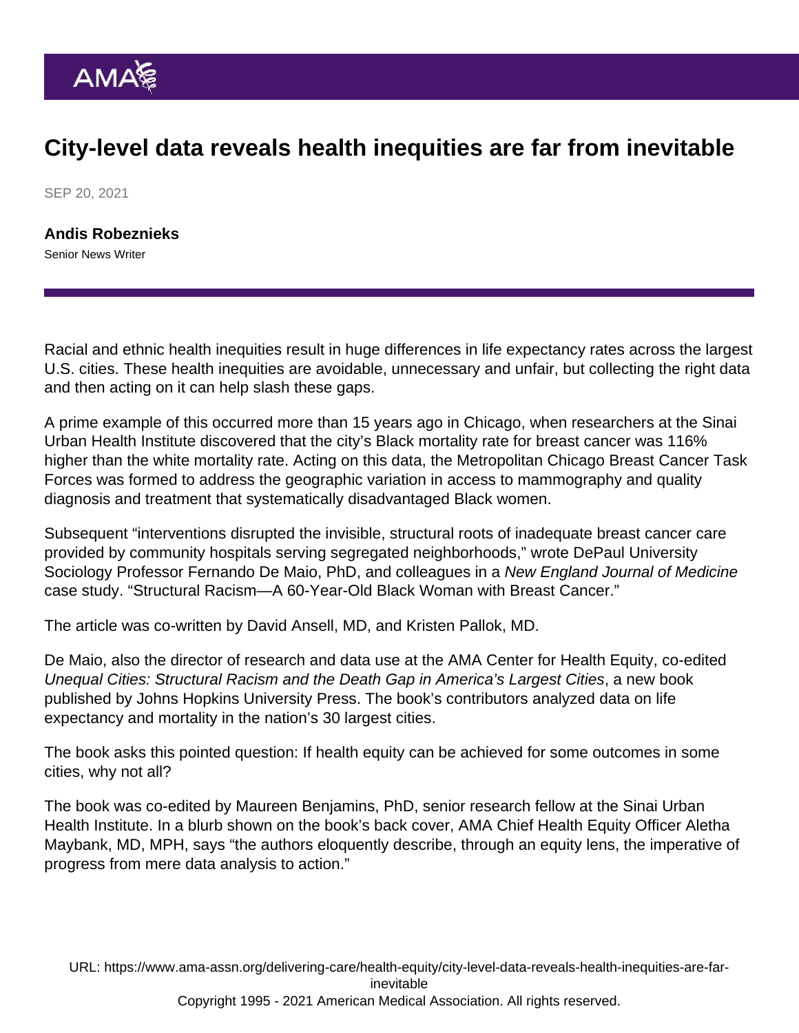# City-level data reveals health inequities are far from inevitable

SEP 20, 2021

**Andis Robeznieks**
Senior News Writer

Racial and ethnic health inequities result in huge differences in life expectancy rates across the largest U.S. cities. These health inequities are avoidable, unnecessary and unfair, but collecting the right data and then acting on it can help slash these gaps.

A prime example of this occurred more than 15 years ago in Chicago, when researchers at the Sinai Urban Health Institute discovered that the city's Black mortality rate for breast cancer was 116% higher than the white mortality rate. Acting on this data, the Metropolitan Chicago Breast Cancer Task Forces was formed to address the geographic variation in access to mammography and quality diagnosis and treatment that systematically disadvantaged Black women.

Subsequent "interventions disrupted the invisible, structural roots of inadequate breast cancer care provided by community hospitals serving segregated neighborhoods," wrote DePaul University Sociology Professor Fernando De Maio, PhD, and colleagues in a *New England Journal of Medicine* case study. "Structural Racism—A 60-Year-Old Black Woman with Breast Cancer."

The article was co-written by David Ansell, MD, and Kristen Pallok, MD.

De Maio, also the director of research and data use at the AMA Center for Health Equity, co-edited *Unequal Cities: Structural Racism and the Death Gap in America's Largest Cities*, a new book published by Johns Hopkins University Press. The book's contributors analyzed data on life expectancy and mortality in the nation's 30 largest cities.

The book asks this pointed question: If health equity can be achieved for some outcomes in some cities, why not all?

The book was co-edited by Maureen Benjamins, PhD, senior research fellow at the Sinai Urban Health Institute. In a blurb shown on the book's back cover, AMA Chief Health Equity Officer Aletha Maybank, MD, MPH, says "the authors eloquently describe, through an equity lens, the imperative of progress from mere data analysis to action."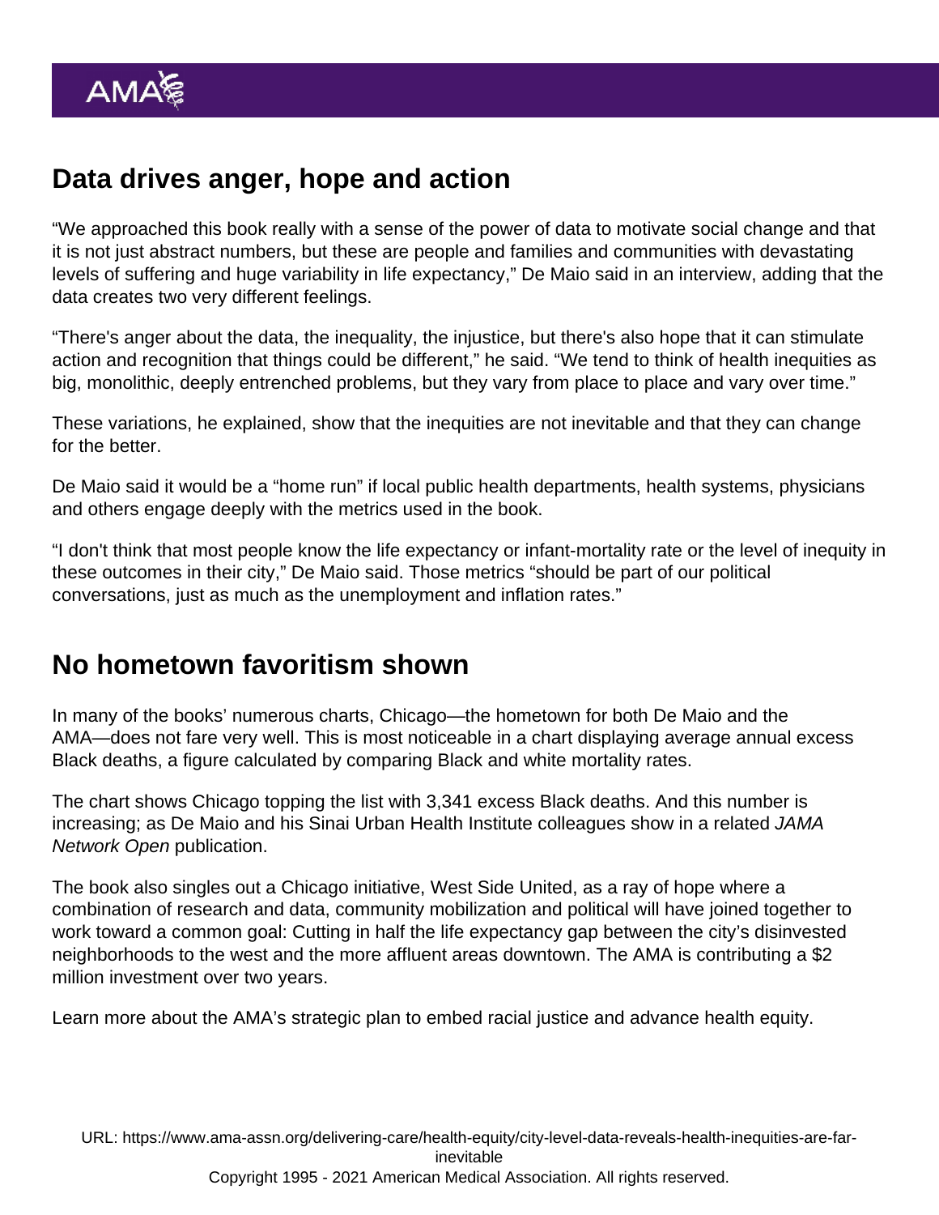## Data drives anger, hope and action

“We approached this book really with a sense of the power of data to motivate social change and that it is not just abstract numbers, but these are people and families and communities with devastating levels of suffering and huge variability in life expectancy,” De Maio said in an interview, adding that the data creates two very different feelings.

“There's anger about the data, the inequality, the injustice, but there's also hope that it can stimulate action and recognition that things could be different,” he said. “We tend to think of health inequities as big, monolithic, deeply entrenched problems, but they vary from place to place and vary over time.”

These variations, he explained, show that the inequities are not inevitable and that they can change for the better.

De Maio said it would be a “home run” if local public health departments, health systems, physicians and others engage deeply with the metrics used in the book.

“I don't think that most people know the life expectancy or infant-mortality rate or the level of inequity in these outcomes in their city,” De Maio said. Those metrics “should be part of our political conversations, just as much as the unemployment and inflation rates.”

## No hometown favoritism shown

In many of the books’ numerous charts, Chicago—the hometown for both De Maio and the AMA—does not fare very well. This is most noticeable in a chart displaying average annual excess Black deaths, a figure calculated by comparing Black and white mortality rates.

The chart shows Chicago topping the list with 3,341 excess Black deaths. And this number is increasing; as De Maio and his Sinai Urban Health Institute colleagues show in a related *JAMA Network Open* publication.

The book also singles out a Chicago initiative, West Side United, as a ray of hope where a combination of research and data, community mobilization and political will have joined together to work toward a common goal: Cutting in half the life expectancy gap between the city’s disinvested neighborhoods to the west and the more affluent areas downtown. The AMA is contributing a $2 million investment over two years.

Learn more about the AMA’s strategic plan to embed racial justice and advance health equity.